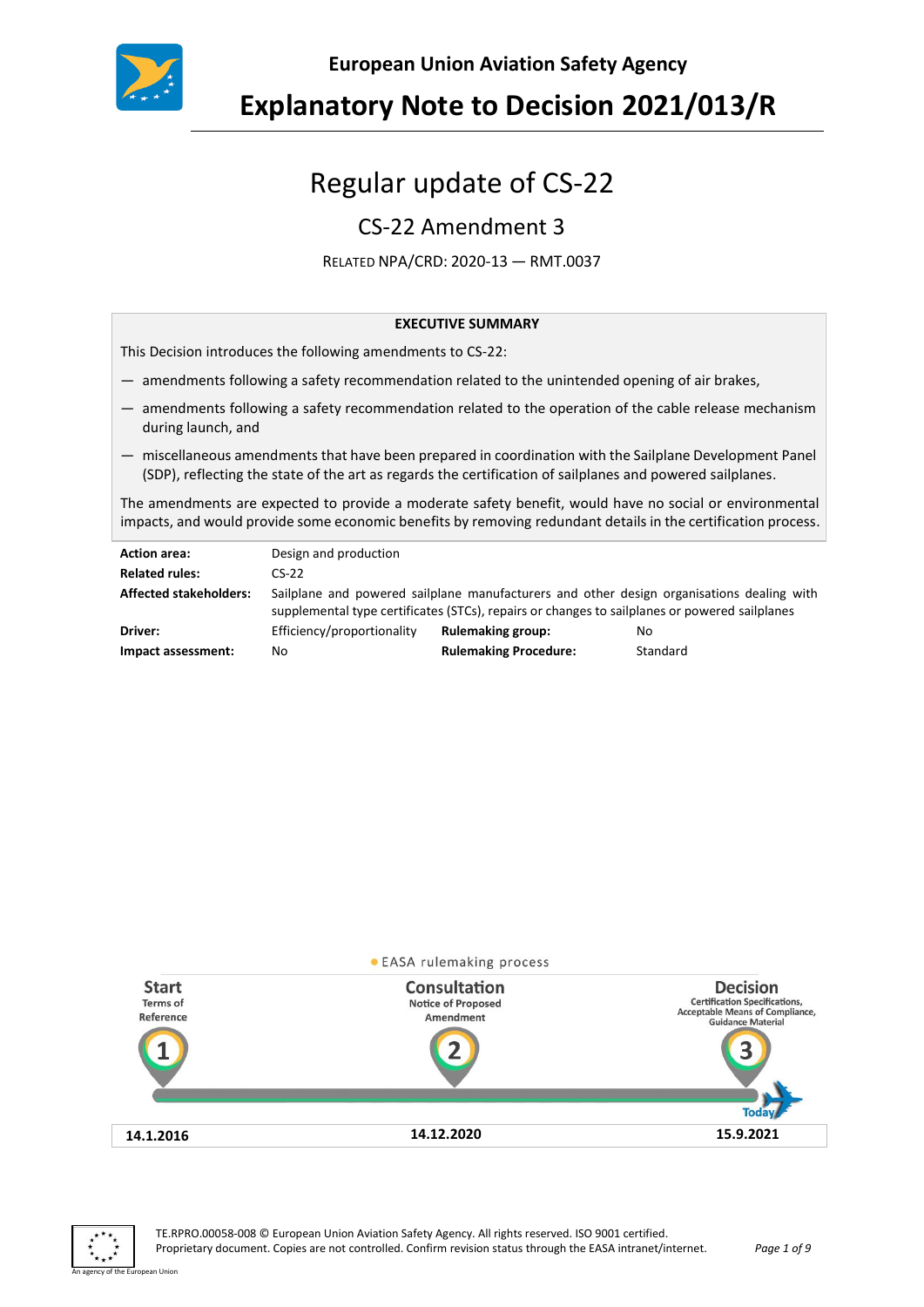**European Union Aviation Safety Agency**

# Explanatory Note to Decision 2021/013/R

## Regular update of CS-22

### CS-22 Amendment 3

RELATED NPA/CRD: 2020-13 — RMT.0037

**EXECUTIVE SUMMARY**

This Decision introduces the following amendments to CS-22:

- amendments following a safety recommendation related to the unintended opening of air brakes,
- amendments following a safety recommendation related to the operation of the cable release mechanism during launch, and
- miscellaneous amendments that have been prepared in coordination with the Sailplane Development Panel (SDP), reflecting the state of the art as regards the certification of sailplanes and powered sailplanes.

The amendments are expected to provide a moderate safety benefit, would have no social or environmental impacts, and would provide some economic benefits by removing redundant details in the certification process.

| | | | |
|---|---|---|---|
| **Action area:** | Design and production | | |
| **Related rules:** | CS-22 | | |
| **Affected stakeholders:** | Sailplane and powered sailplane manufacturers and other design organisations dealing with supplemental type certificates (STCs), repairs or changes to sailplanes or powered sailplanes | | |
| **Driver:** | Efficiency/proportionality | **Rulemaking group:** | No |
| **Impact assessment:** | No | **Rulemaking Procedure:** | Standard |

EASA rulemaking process

| Start — Terms of Reference (1) | Consultation — Notice of Proposed Amendment (2) | Decision — Certification Specifications, Acceptable Means of Compliance, Guidance Material (3) |
|---|---|---|
| 14.1.2016 | 14.12.2020 | 15.9.2021 |

Today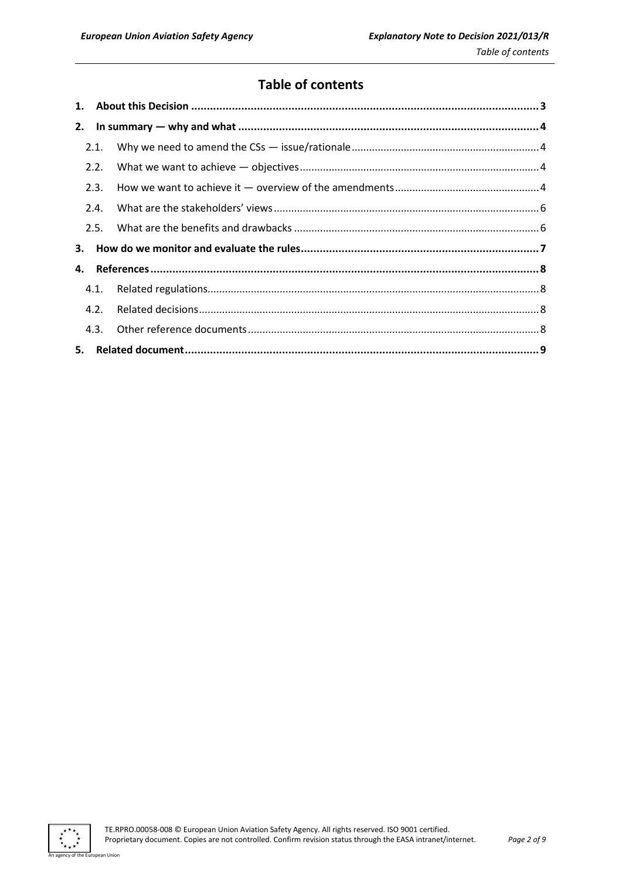# Table of contents

1. **About this Decision** ... 3
2. **In summary — why and what** ... 4
   - 2.1. Why we need to amend the CSs — issue/rationale ... 4
   - 2.2. What we want to achieve — objectives ... 4
   - 2.3. How we want to achieve it — overview of the amendments ... 4
   - 2.4. What are the stakeholders' views ... 6
   - 2.5. What are the benefits and drawbacks ... 6
3. **How do we monitor and evaluate the rules** ... 7
4. **References** ... 8
   - 4.1. Related regulations ... 8
   - 4.2. Related decisions ... 8
   - 4.3. Other reference documents ... 8
5. **Related document** ... 9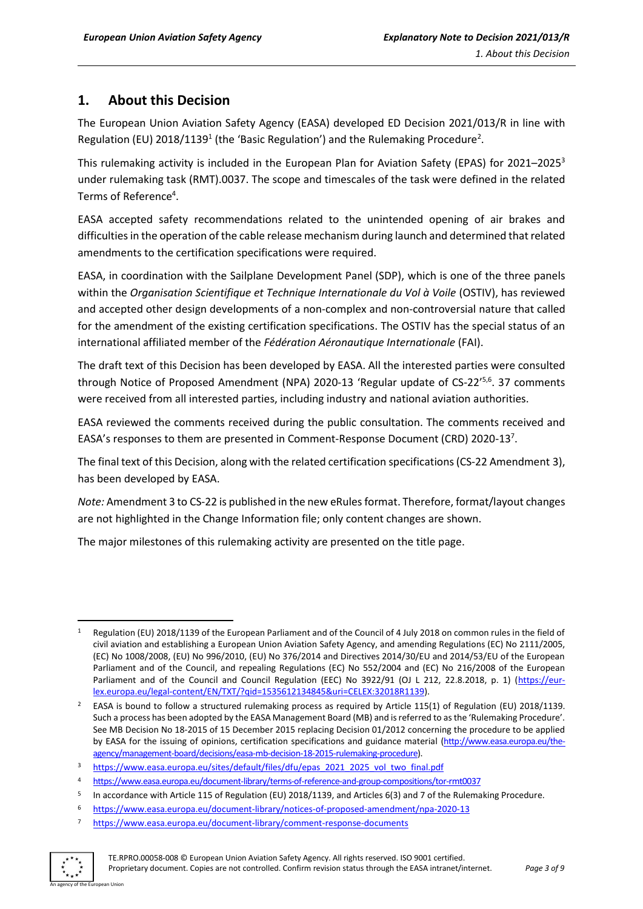## 1. About this Decision

The European Union Aviation Safety Agency (EASA) developed ED Decision 2021/013/R in line with Regulation (EU) 2018/1139[1] (the 'Basic Regulation') and the Rulemaking Procedure[2].

This rulemaking activity is included in the European Plan for Aviation Safety (EPAS) for 2021–2025[3] under rulemaking task (RMT).0037. The scope and timescales of the task were defined in the related Terms of Reference[4].

EASA accepted safety recommendations related to the unintended opening of air brakes and difficulties in the operation of the cable release mechanism during launch and determined that related amendments to the certification specifications were required.

EASA, in coordination with the Sailplane Development Panel (SDP), which is one of the three panels within the *Organisation Scientifique et Technique Internationale du Vol à Voile* (OSTIV), has reviewed and accepted other design developments of a non-complex and non-controversial nature that called for the amendment of the existing certification specifications. The OSTIV has the special status of an international affiliated member of the *Fédération Aéronautique Internationale* (FAI).

The draft text of this Decision has been developed by EASA. All the interested parties were consulted through Notice of Proposed Amendment (NPA) 2020-13 'Regular update of CS-22'[5,6]. 37 comments were received from all interested parties, including industry and national aviation authorities.

EASA reviewed the comments received during the public consultation. The comments received and EASA's responses to them are presented in Comment-Response Document (CRD) 2020-13[7].

The final text of this Decision, along with the related certification specifications (CS-22 Amendment 3), has been developed by EASA.

*Note:* Amendment 3 to CS-22 is published in the new eRules format. Therefore, format/layout changes are not highlighted in the Change Information file; only content changes are shown.

The major milestones of this rulemaking activity are presented on the title page.

---

[1] Regulation (EU) 2018/1139 of the European Parliament and of the Council of 4 July 2018 on common rules in the field of civil aviation and establishing a European Union Aviation Safety Agency, and amending Regulations (EC) No 2111/2005, (EC) No 1008/2008, (EU) No 996/2010, (EU) No 376/2014 and Directives 2014/30/EU and 2014/53/EU of the European Parliament and of the Council, and repealing Regulations (EC) No 552/2004 and (EC) No 216/2008 of the European Parliament and of the Council and Council Regulation (EEC) No 3922/91 (OJ L 212, 22.8.2018, p. 1) (https://eur-lex.europa.eu/legal-content/EN/TXT/?qid=1535612134845&uri=CELEX:32018R1139).

[2] EASA is bound to follow a structured rulemaking process as required by Article 115(1) of Regulation (EU) 2018/1139. Such a process has been adopted by the EASA Management Board (MB) and is referred to as the 'Rulemaking Procedure'. See MB Decision No 18-2015 of 15 December 2015 replacing Decision 01/2012 concerning the procedure to be applied by EASA for the issuing of opinions, certification specifications and guidance material (http://www.easa.europa.eu/the-agency/management-board/decisions/easa-mb-decision-18-2015-rulemaking-procedure).

[3] https://www.easa.europa.eu/sites/default/files/dfu/epas_2021_2025_vol_two_final.pdf

[4] https://www.easa.europa.eu/document-library/terms-of-reference-and-group-compositions/tor-rmt0037

[5] In accordance with Article 115 of Regulation (EU) 2018/1139, and Articles 6(3) and 7 of the Rulemaking Procedure.

[6] https://www.easa.europa.eu/document-library/notices-of-proposed-amendment/npa-2020-13

[7] https://www.easa.europa.eu/document-library/comment-response-documents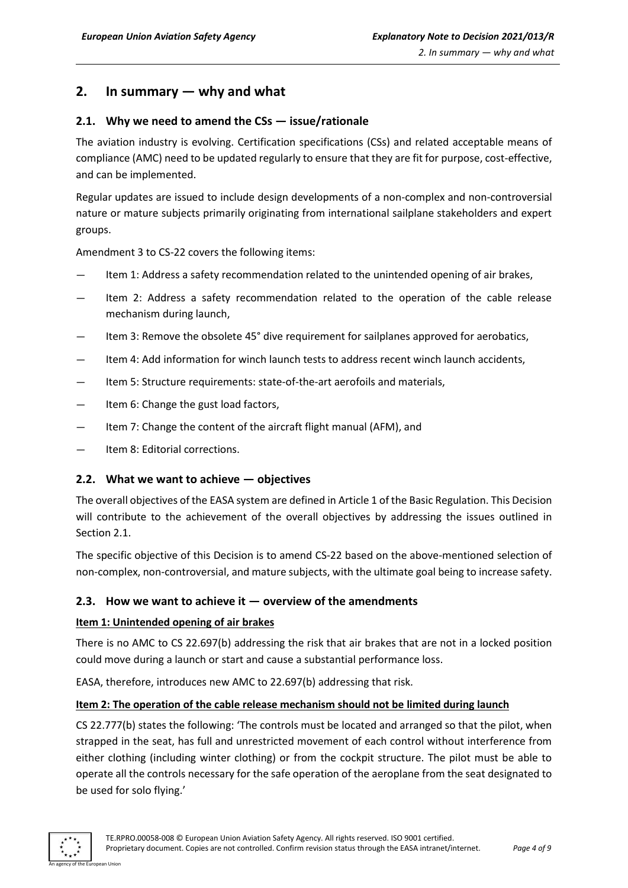## 2. In summary — why and what

### 2.1. Why we need to amend the CSs — issue/rationale

The aviation industry is evolving. Certification specifications (CSs) and related acceptable means of compliance (AMC) need to be updated regularly to ensure that they are fit for purpose, cost-effective, and can be implemented.

Regular updates are issued to include design developments of a non-complex and non-controversial nature or mature subjects primarily originating from international sailplane stakeholders and expert groups.

Amendment 3 to CS-22 covers the following items:

- Item 1: Address a safety recommendation related to the unintended opening of air brakes,
- Item 2: Address a safety recommendation related to the operation of the cable release mechanism during launch,
- Item 3: Remove the obsolete 45° dive requirement for sailplanes approved for aerobatics,
- Item 4: Add information for winch launch tests to address recent winch launch accidents,
- Item 5: Structure requirements: state-of-the-art aerofoils and materials,
- Item 6: Change the gust load factors,
- Item 7: Change the content of the aircraft flight manual (AFM), and
- Item 8: Editorial corrections.

### 2.2. What we want to achieve — objectives

The overall objectives of the EASA system are defined in Article 1 of the Basic Regulation. This Decision will contribute to the achievement of the overall objectives by addressing the issues outlined in Section 2.1.

The specific objective of this Decision is to amend CS-22 based on the above-mentioned selection of non-complex, non-controversial, and mature subjects, with the ultimate goal being to increase safety.

### 2.3. How we want to achieve it — overview of the amendments

**Item 1: Unintended opening of air brakes**

There is no AMC to CS 22.697(b) addressing the risk that air brakes that are not in a locked position could move during a launch or start and cause a substantial performance loss.

EASA, therefore, introduces new AMC to 22.697(b) addressing that risk.

**Item 2: The operation of the cable release mechanism should not be limited during launch**

CS 22.777(b) states the following: 'The controls must be located and arranged so that the pilot, when strapped in the seat, has full and unrestricted movement of each control without interference from either clothing (including winter clothing) or from the cockpit structure. The pilot must be able to operate all the controls necessary for the safe operation of the aeroplane from the seat designated to be used for solo flying.'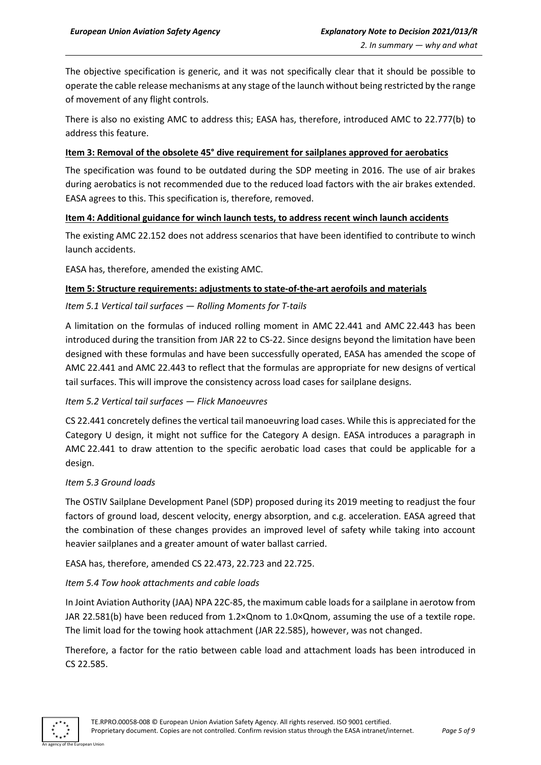The objective specification is generic, and it was not specifically clear that it should be possible to operate the cable release mechanisms at any stage of the launch without being restricted by the range of movement of any flight controls.

There is also no existing AMC to address this; EASA has, therefore, introduced AMC to 22.777(b) to address this feature.

**Item 3: Removal of the obsolete 45° dive requirement for sailplanes approved for aerobatics**

The specification was found to be outdated during the SDP meeting in 2016. The use of air brakes during aerobatics is not recommended due to the reduced load factors with the air brakes extended. EASA agrees to this. This specification is, therefore, removed.

**Item 4: Additional guidance for winch launch tests, to address recent winch launch accidents**

The existing AMC 22.152 does not address scenarios that have been identified to contribute to winch launch accidents.

EASA has, therefore, amended the existing AMC.

**Item 5: Structure requirements: adjustments to state-of-the-art aerofoils and materials**

*Item 5.1 Vertical tail surfaces — Rolling Moments for T-tails*

A limitation on the formulas of induced rolling moment in AMC 22.441 and AMC 22.443 has been introduced during the transition from JAR 22 to CS-22. Since designs beyond the limitation have been designed with these formulas and have been successfully operated, EASA has amended the scope of AMC 22.441 and AMC 22.443 to reflect that the formulas are appropriate for new designs of vertical tail surfaces. This will improve the consistency across load cases for sailplane designs.

*Item 5.2 Vertical tail surfaces — Flick Manoeuvres*

CS 22.441 concretely defines the vertical tail manoeuvring load cases. While this is appreciated for the Category U design, it might not suffice for the Category A design. EASA introduces a paragraph in AMC 22.441 to draw attention to the specific aerobatic load cases that could be applicable for a design.

*Item 5.3 Ground loads*

The OSTIV Sailplane Development Panel (SDP) proposed during its 2019 meeting to readjust the four factors of ground load, descent velocity, energy absorption, and c.g. acceleration. EASA agreed that the combination of these changes provides an improved level of safety while taking into account heavier sailplanes and a greater amount of water ballast carried.

EASA has, therefore, amended CS 22.473, 22.723 and 22.725.

*Item 5.4 Tow hook attachments and cable loads*

In Joint Aviation Authority (JAA) NPA 22C-85, the maximum cable loads for a sailplane in aerotow from JAR 22.581(b) have been reduced from $1.2 \times Q_{nom}$ to $1.0 \times Q_{nom}$, assuming the use of a textile rope. The limit load for the towing hook attachment (JAR 22.585), however, was not changed.

Therefore, a factor for the ratio between cable load and attachment loads has been introduced in CS 22.585.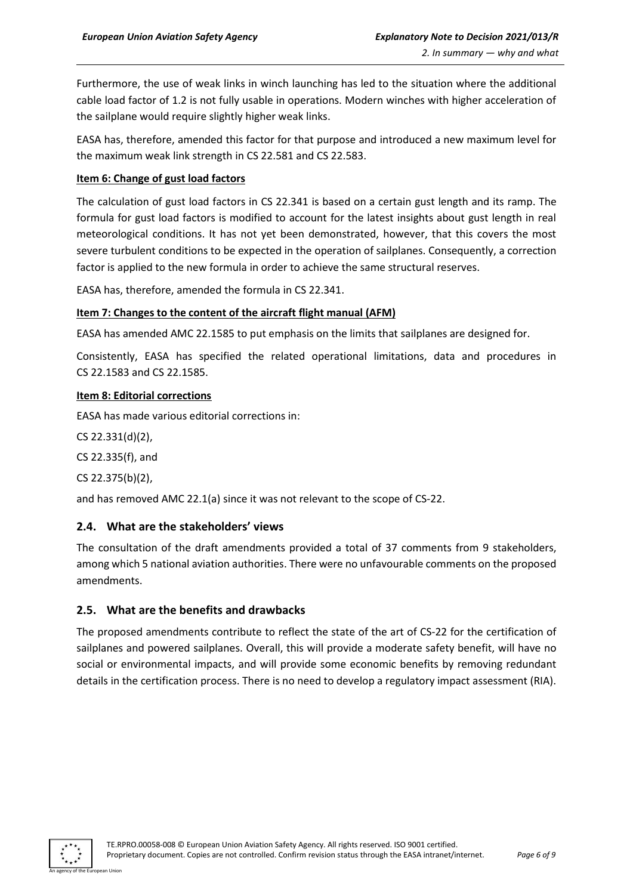Furthermore, the use of weak links in winch launching has led to the situation where the additional cable load factor of 1.2 is not fully usable in operations. Modern winches with higher acceleration of the sailplane would require slightly higher weak links.

EASA has, therefore, amended this factor for that purpose and introduced a new maximum level for the maximum weak link strength in CS 22.581 and CS 22.583.

**Item 6: Change of gust load factors**

The calculation of gust load factors in CS 22.341 is based on a certain gust length and its ramp. The formula for gust load factors is modified to account for the latest insights about gust length in real meteorological conditions. It has not yet been demonstrated, however, that this covers the most severe turbulent conditions to be expected in the operation of sailplanes. Consequently, a correction factor is applied to the new formula in order to achieve the same structural reserves.

EASA has, therefore, amended the formula in CS 22.341.

**Item 7: Changes to the content of the aircraft flight manual (AFM)**

EASA has amended AMC 22.1585 to put emphasis on the limits that sailplanes are designed for.

Consistently, EASA has specified the related operational limitations, data and procedures in CS 22.1583 and CS 22.1585.

**Item 8: Editorial corrections**

EASA has made various editorial corrections in:

CS 22.331(d)(2),

CS 22.335(f), and

CS 22.375(b)(2),

and has removed AMC 22.1(a) since it was not relevant to the scope of CS-22.

## 2.4. What are the stakeholders' views

The consultation of the draft amendments provided a total of 37 comments from 9 stakeholders, among which 5 national aviation authorities. There were no unfavourable comments on the proposed amendments.

## 2.5. What are the benefits and drawbacks

The proposed amendments contribute to reflect the state of the art of CS-22 for the certification of sailplanes and powered sailplanes. Overall, this will provide a moderate safety benefit, will have no social or environmental impacts, and will provide some economic benefits by removing redundant details in the certification process. There is no need to develop a regulatory impact assessment (RIA).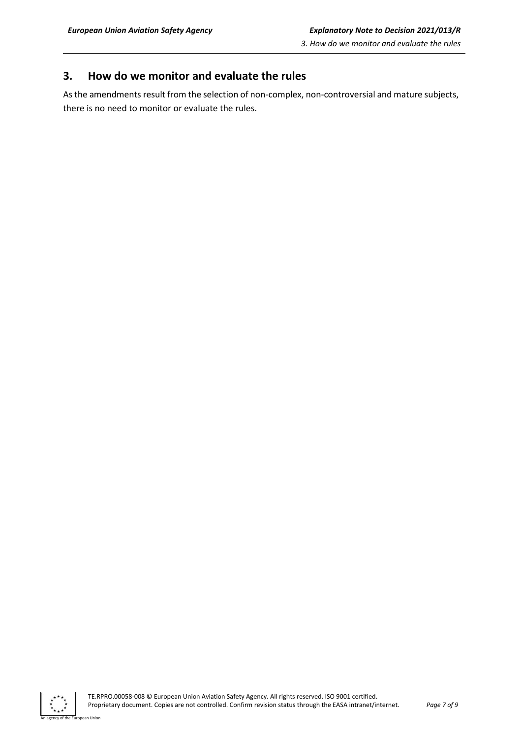## 3. How do we monitor and evaluate the rules

As the amendments result from the selection of non-complex, non-controversial and mature subjects, there is no need to monitor or evaluate the rules.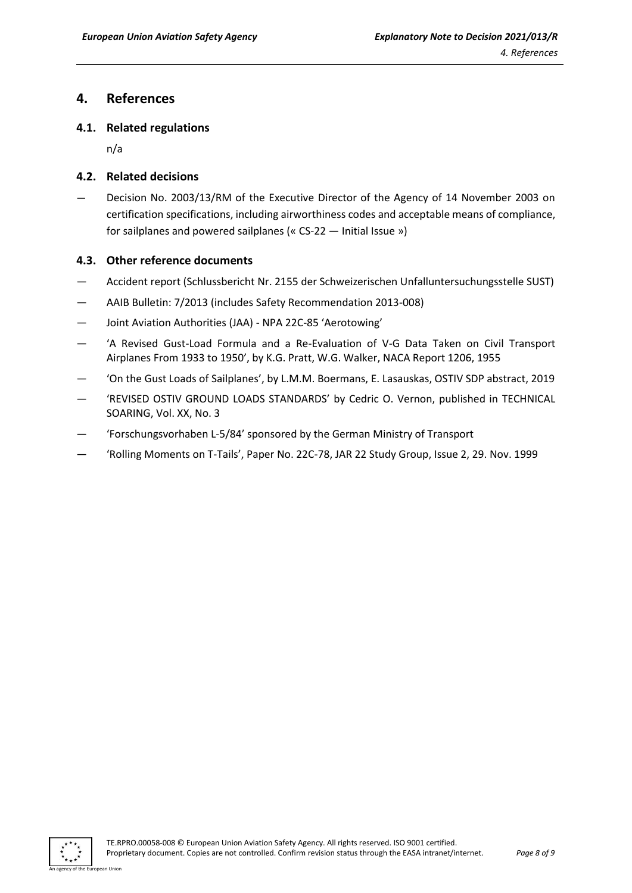## 4. References

### 4.1. Related regulations

n/a

### 4.2. Related decisions

— Decision No. 2003/13/RM of the Executive Director of the Agency of 14 November 2003 on certification specifications, including airworthiness codes and acceptable means of compliance, for sailplanes and powered sailplanes (« CS-22 — Initial Issue »)

### 4.3. Other reference documents

— Accident report (Schlussbericht Nr. 2155 der Schweizerischen Unfalluntersuchungsstelle SUST)

— AAIB Bulletin: 7/2013 (includes Safety Recommendation 2013-008)

— Joint Aviation Authorities (JAA) - NPA 22C-85 'Aerotowing'

— 'A Revised Gust-Load Formula and a Re-Evaluation of V-G Data Taken on Civil Transport Airplanes From 1933 to 1950', by K.G. Pratt, W.G. Walker, NACA Report 1206, 1955

— 'On the Gust Loads of Sailplanes', by L.M.M. Boermans, E. Lasauskas, OSTIV SDP abstract, 2019

— 'REVISED OSTIV GROUND LOADS STANDARDS' by Cedric O. Vernon, published in TECHNICAL SOARING, Vol. XX, No. 3

— 'Forschungsvorhaben L-5/84' sponsored by the German Ministry of Transport

— 'Rolling Moments on T-Tails', Paper No. 22C-78, JAR 22 Study Group, Issue 2, 29. Nov. 1999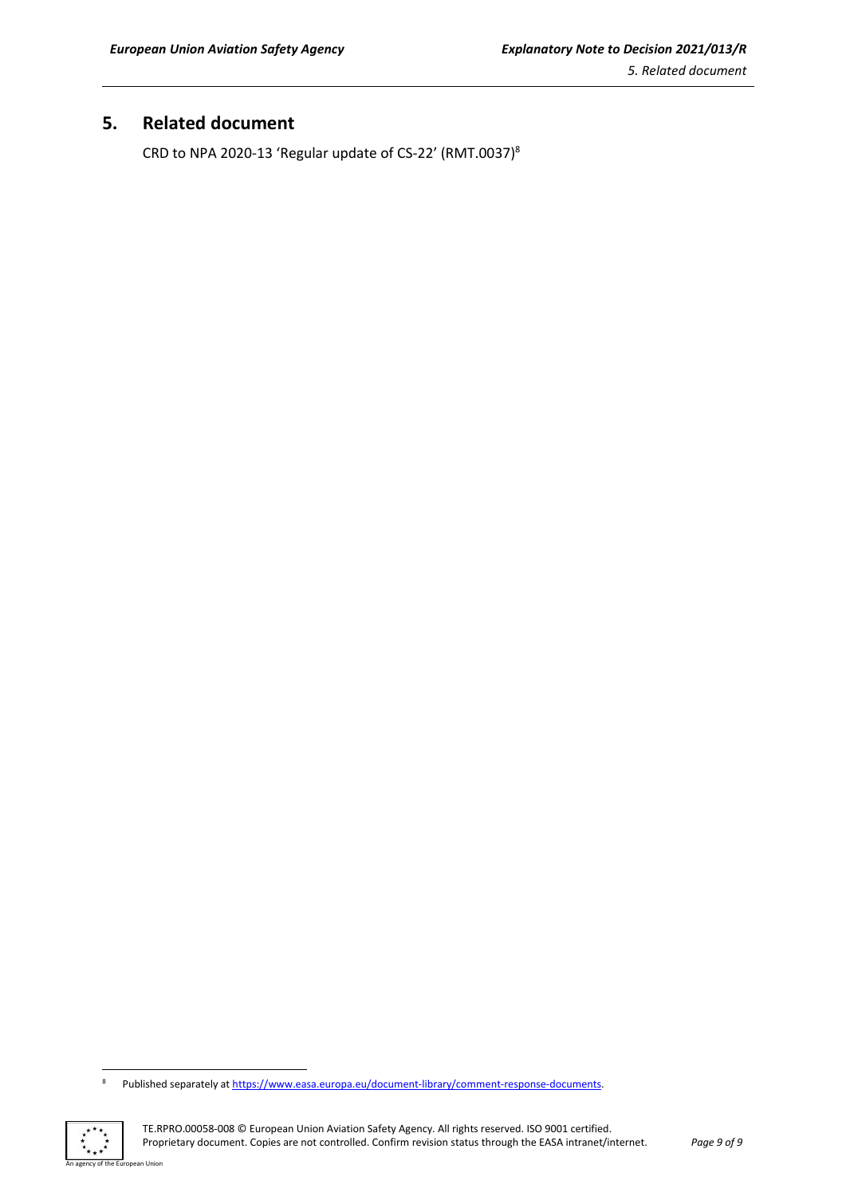## 5. Related document

CRD to NPA 2020-13 'Regular update of CS-22' (RMT.0037)[8]

[8] Published separately at https://www.easa.europa.eu/document-library/comment-response-documents.